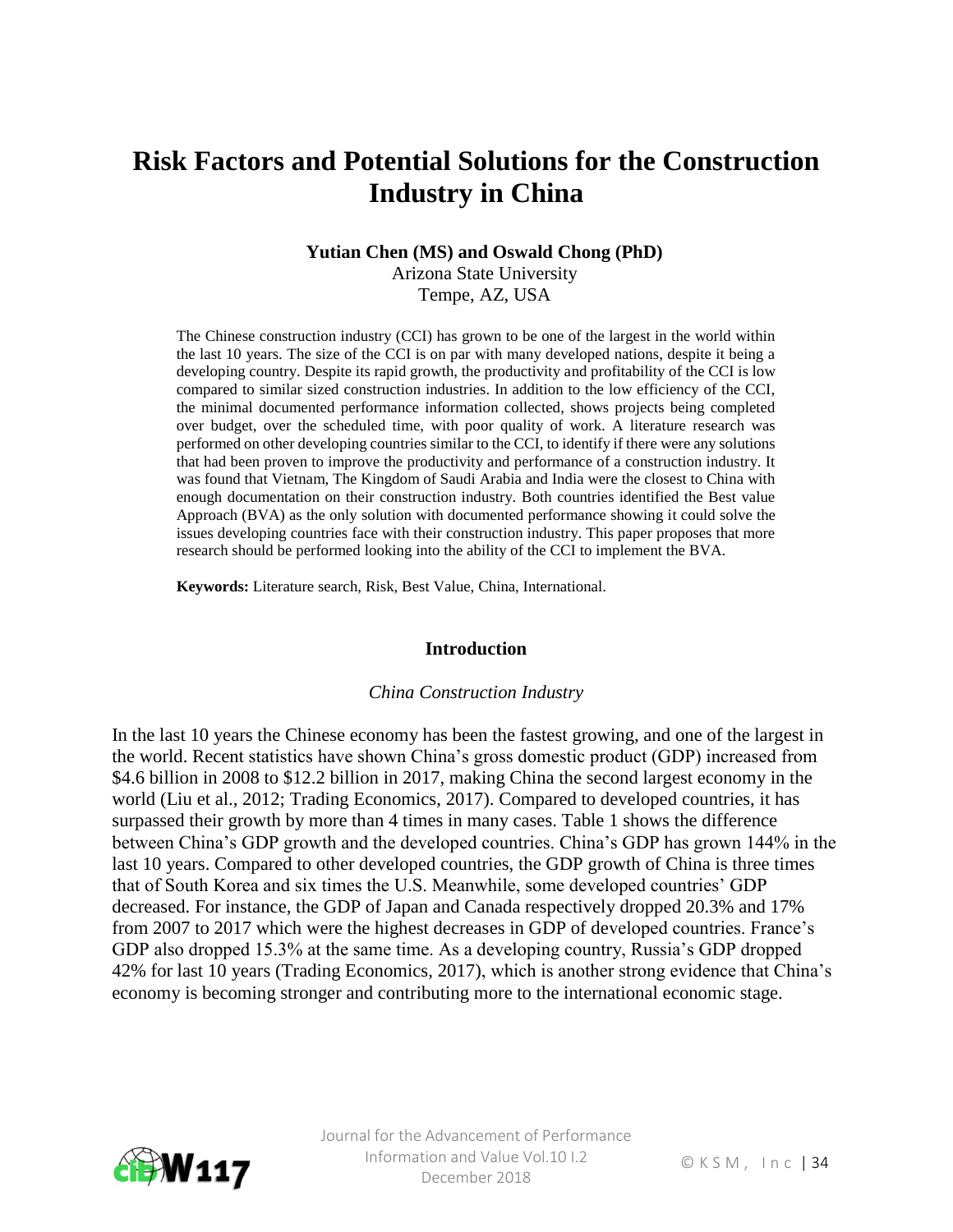# Risk Factors and Potential Solutions for the Construction Industry in China

**Yutian Chen (MS) and Oswald Chong (PhD)**
Arizona State University
Tempe, AZ, USA

The Chinese construction industry (CCI) has grown to be one of the largest in the world within the last 10 years. The size of the CCI is on par with many developed nations, despite it being a developing country. Despite its rapid growth, the productivity and profitability of the CCI is low compared to similar sized construction industries. In addition to the low efficiency of the CCI, the minimal documented performance information collected, shows projects being completed over budget, over the scheduled time, with poor quality of work. A literature research was performed on other developing countries similar to the CCI, to identify if there were any solutions that had been proven to improve the productivity and performance of a construction industry. It was found that Vietnam, The Kingdom of Saudi Arabia and India were the closest to China with enough documentation on their construction industry. Both countries identified the Best value Approach (BVA) as the only solution with documented performance showing it could solve the issues developing countries face with their construction industry. This paper proposes that more research should be performed looking into the ability of the CCI to implement the BVA.

**Keywords:** Literature search, Risk, Best Value, China, International.

## Introduction

### *China Construction Industry*

In the last 10 years the Chinese economy has been the fastest growing, and one of the largest in the world. Recent statistics have shown China's gross domestic product (GDP) increased from $4.6 billion in 2008 to $12.2 billion in 2017, making China the second largest economy in the world (Liu et al., 2012; Trading Economics, 2017). Compared to developed countries, it has surpassed their growth by more than 4 times in many cases. Table 1 shows the difference between China's GDP growth and the developed countries. China's GDP has grown 144% in the last 10 years. Compared to other developed countries, the GDP growth of China is three times that of South Korea and six times the U.S. Meanwhile, some developed countries' GDP decreased. For instance, the GDP of Japan and Canada respectively dropped 20.3% and 17% from 2007 to 2017 which were the highest decreases in GDP of developed countries. France's GDP also dropped 15.3% at the same time. As a developing country, Russia's GDP dropped 42% for last 10 years (Trading Economics, 2017), which is another strong evidence that China's economy is becoming stronger and contributing more to the international economic stage.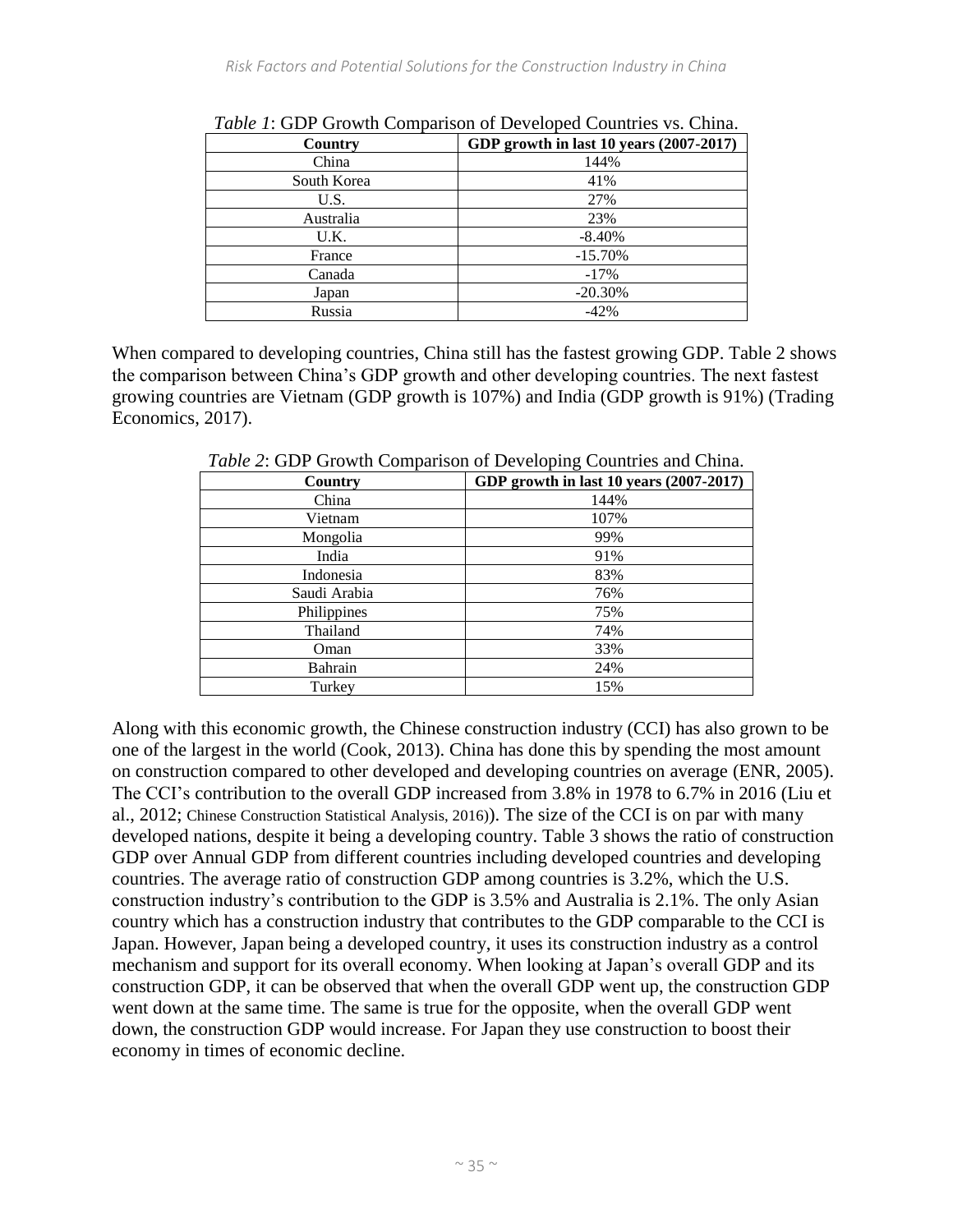*Table 1*: GDP Growth Comparison of Developed Countries vs. China.

| Country | GDP growth in last 10 years (2007-2017) |
|---|---|
| China | 144% |
| South Korea | 41% |
| U.S. | 27% |
| Australia | 23% |
| U.K. | -8.40% |
| France | -15.70% |
| Canada | -17% |
| Japan | -20.30% |
| Russia | -42% |

When compared to developing countries, China still has the fastest growing GDP. Table 2 shows the comparison between China's GDP growth and other developing countries. The next fastest growing countries are Vietnam (GDP growth is 107%) and India (GDP growth is 91%) (Trading Economics, 2017).

*Table 2*: GDP Growth Comparison of Developing Countries and China.

| Country | GDP growth in last 10 years (2007-2017) |
|---|---|
| China | 144% |
| Vietnam | 107% |
| Mongolia | 99% |
| India | 91% |
| Indonesia | 83% |
| Saudi Arabia | 76% |
| Philippines | 75% |
| Thailand | 74% |
| Oman | 33% |
| Bahrain | 24% |
| Turkey | 15% |

Along with this economic growth, the Chinese construction industry (CCI) has also grown to be one of the largest in the world (Cook, 2013). China has done this by spending the most amount on construction compared to other developed and developing countries on average (ENR, 2005). The CCI's contribution to the overall GDP increased from 3.8% in 1978 to 6.7% in 2016 (Liu et al., 2012; Chinese Construction Statistical Analysis, 2016)). The size of the CCI is on par with many developed nations, despite it being a developing country. Table 3 shows the ratio of construction GDP over Annual GDP from different countries including developed countries and developing countries. The average ratio of construction GDP among countries is 3.2%, which the U.S. construction industry's contribution to the GDP is 3.5% and Australia is 2.1%. The only Asian country which has a construction industry that contributes to the GDP comparable to the CCI is Japan. However, Japan being a developed country, it uses its construction industry as a control mechanism and support for its overall economy. When looking at Japan's overall GDP and its construction GDP, it can be observed that when the overall GDP went up, the construction GDP went down at the same time. The same is true for the opposite, when the overall GDP went down, the construction GDP would increase. For Japan they use construction to boost their economy in times of economic decline.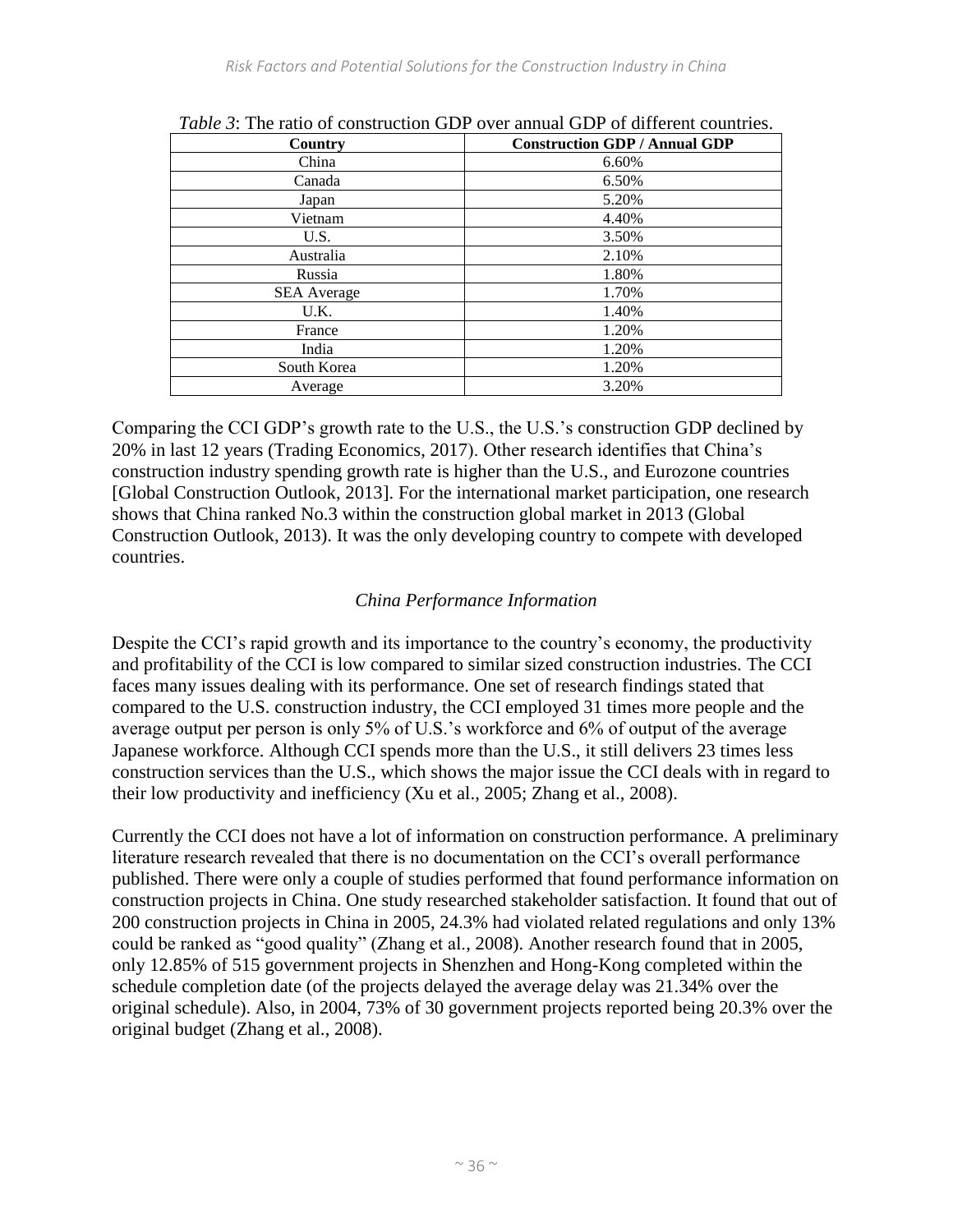*Table 3*: The ratio of construction GDP over annual GDP of different countries.

| Country | Construction GDP / Annual GDP |
| --- | --- |
| China | 6.60% |
| Canada | 6.50% |
| Japan | 5.20% |
| Vietnam | 4.40% |
| U.S. | 3.50% |
| Australia | 2.10% |
| Russia | 1.80% |
| SEA Average | 1.70% |
| U.K. | 1.40% |
| France | 1.20% |
| India | 1.20% |
| South Korea | 1.20% |
| Average | 3.20% |

Comparing the CCI GDP's growth rate to the U.S., the U.S.'s construction GDP declined by 20% in last 12 years (Trading Economics, 2017). Other research identifies that China's construction industry spending growth rate is higher than the U.S., and Eurozone countries [Global Construction Outlook, 2013]. For the international market participation, one research shows that China ranked No.3 within the construction global market in 2013 (Global Construction Outlook, 2013). It was the only developing country to compete with developed countries.

### *China Performance Information*

Despite the CCI's rapid growth and its importance to the country's economy, the productivity and profitability of the CCI is low compared to similar sized construction industries. The CCI faces many issues dealing with its performance. One set of research findings stated that compared to the U.S. construction industry, the CCI employed 31 times more people and the average output per person is only 5% of U.S.'s workforce and 6% of output of the average Japanese workforce. Although CCI spends more than the U.S., it still delivers 23 times less construction services than the U.S., which shows the major issue the CCI deals with in regard to their low productivity and inefficiency (Xu et al., 2005; Zhang et al., 2008).

Currently the CCI does not have a lot of information on construction performance. A preliminary literature research revealed that there is no documentation on the CCI's overall performance published. There were only a couple of studies performed that found performance information on construction projects in China. One study researched stakeholder satisfaction. It found that out of 200 construction projects in China in 2005, 24.3% had violated related regulations and only 13% could be ranked as "good quality" (Zhang et al., 2008). Another research found that in 2005, only 12.85% of 515 government projects in Shenzhen and Hong-Kong completed within the schedule completion date (of the projects delayed the average delay was 21.34% over the original schedule). Also, in 2004, 73% of 30 government projects reported being 20.3% over the original budget (Zhang et al., 2008).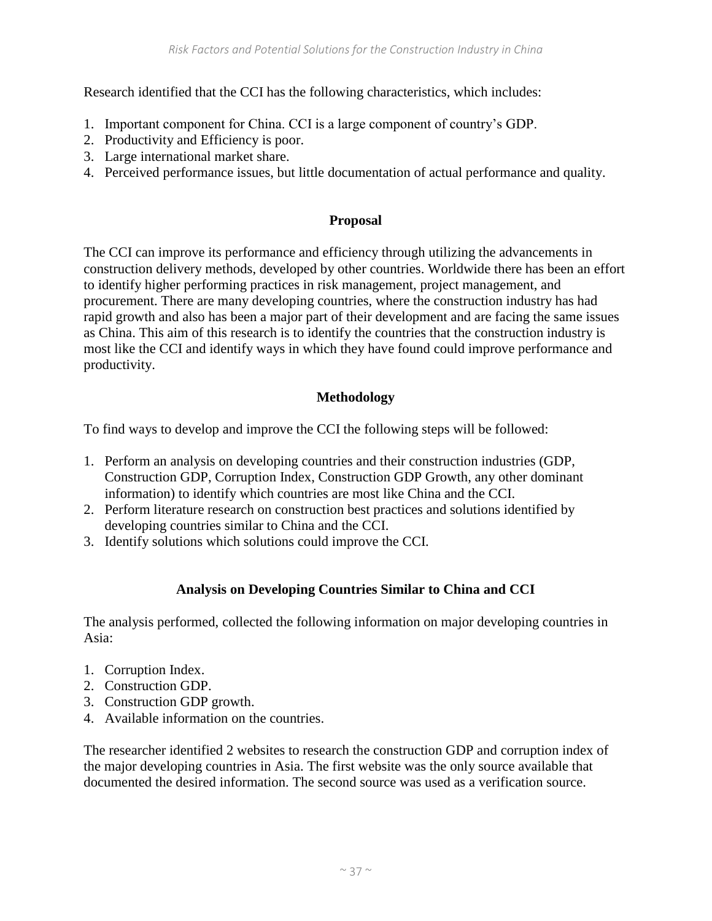Research identified that the CCI has the following characteristics, which includes:

1. Important component for China. CCI is a large component of country's GDP.
2. Productivity and Efficiency is poor.
3. Large international market share.
4. Perceived performance issues, but little documentation of actual performance and quality.

## Proposal

The CCI can improve its performance and efficiency through utilizing the advancements in construction delivery methods, developed by other countries. Worldwide there has been an effort to identify higher performing practices in risk management, project management, and procurement. There are many developing countries, where the construction industry has had rapid growth and also has been a major part of their development and are facing the same issues as China. This aim of this research is to identify the countries that the construction industry is most like the CCI and identify ways in which they have found could improve performance and productivity.

## Methodology

To find ways to develop and improve the CCI the following steps will be followed:

1. Perform an analysis on developing countries and their construction industries (GDP, Construction GDP, Corruption Index, Construction GDP Growth, any other dominant information) to identify which countries are most like China and the CCI.
2. Perform literature research on construction best practices and solutions identified by developing countries similar to China and the CCI.
3. Identify solutions which solutions could improve the CCI.

## Analysis on Developing Countries Similar to China and CCI

The analysis performed, collected the following information on major developing countries in Asia:

1. Corruption Index.
2. Construction GDP.
3. Construction GDP growth.
4. Available information on the countries.

The researcher identified 2 websites to research the construction GDP and corruption index of the major developing countries in Asia. The first website was the only source available that documented the desired information. The second source was used as a verification source.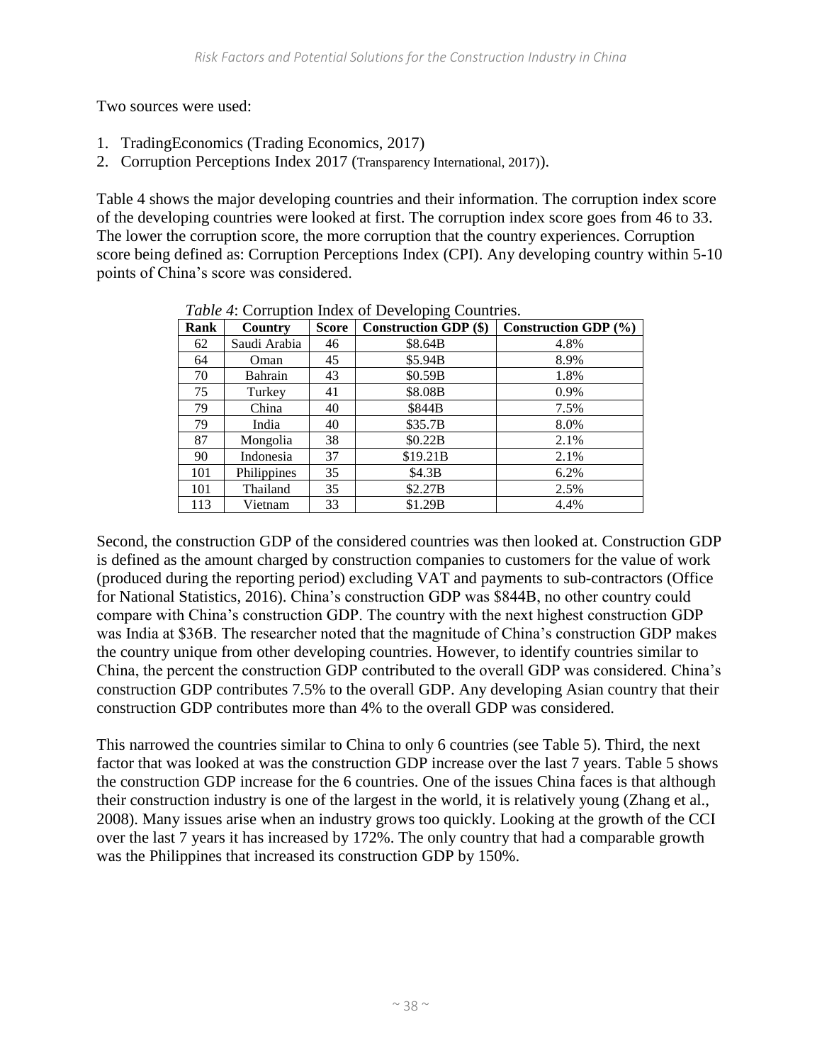Two sources were used:

1. TradingEconomics (Trading Economics, 2017)
2. Corruption Perceptions Index 2017 (Transparency International, 2017)).

Table 4 shows the major developing countries and their information. The corruption index score of the developing countries were looked at first. The corruption index score goes from 46 to 33. The lower the corruption score, the more corruption that the country experiences. Corruption score being defined as: Corruption Perceptions Index (CPI). Any developing country within 5-10 points of China's score was considered.

*Table 4*: Corruption Index of Developing Countries.

| Rank | Country | Score | Construction GDP ($) | Construction GDP (%) |
|---|---|---|---|---|
| 62 | Saudi Arabia | 46 | $8.64B | 4.8% |
| 64 | Oman | 45 | $5.94B | 8.9% |
| 70 | Bahrain | 43 | $0.59B | 1.8% |
| 75 | Turkey | 41 | $8.08B | 0.9% |
| 79 | China | 40 | $844B | 7.5% |
| 79 | India | 40 | $35.7B | 8.0% |
| 87 | Mongolia | 38 | $0.22B | 2.1% |
| 90 | Indonesia | 37 | $19.21B | 2.1% |
| 101 | Philippines | 35 | $4.3B | 6.2% |
| 101 | Thailand | 35 | $2.27B | 2.5% |
| 113 | Vietnam | 33 | $1.29B | 4.4% |

Second, the construction GDP of the considered countries was then looked at. Construction GDP is defined as the amount charged by construction companies to customers for the value of work (produced during the reporting period) excluding VAT and payments to sub-contractors (Office for National Statistics, 2016). China's construction GDP was $844B, no other country could compare with China's construction GDP. The country with the next highest construction GDP was India at $36B. The researcher noted that the magnitude of China's construction GDP makes the country unique from other developing countries. However, to identify countries similar to China, the percent the construction GDP contributed to the overall GDP was considered. China's construction GDP contributes 7.5% to the overall GDP. Any developing Asian country that their construction GDP contributes more than 4% to the overall GDP was considered.

This narrowed the countries similar to China to only 6 countries (see Table 5). Third, the next factor that was looked at was the construction GDP increase over the last 7 years. Table 5 shows the construction GDP increase for the 6 countries. One of the issues China faces is that although their construction industry is one of the largest in the world, it is relatively young (Zhang et al., 2008). Many issues arise when an industry grows too quickly. Looking at the growth of the CCI over the last 7 years it has increased by 172%. The only country that had a comparable growth was the Philippines that increased its construction GDP by 150%.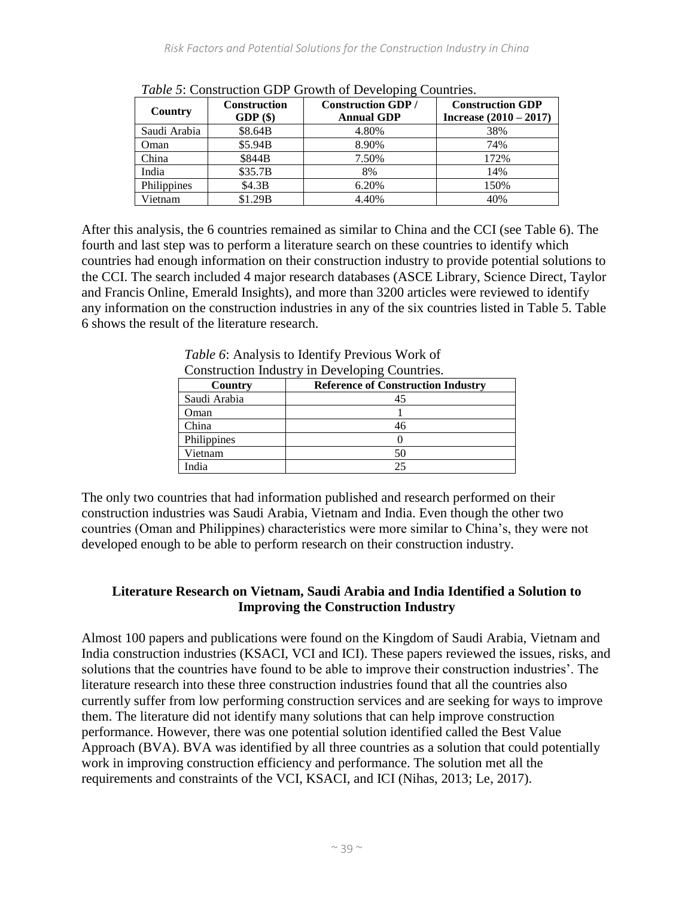*Table 5*: Construction GDP Growth of Developing Countries.

| Country | Construction GDP ($) | Construction GDP / Annual GDP | Construction GDP Increase (2010 – 2017) |
|---|---|---|---|
| Saudi Arabia | $8.64B | 4.80% | 38% |
| Oman | $5.94B | 8.90% | 74% |
| China | $844B | 7.50% | 172% |
| India | $35.7B | 8% | 14% |
| Philippines | $4.3B | 6.20% | 150% |
| Vietnam | $1.29B | 4.40% | 40% |

After this analysis, the 6 countries remained as similar to China and the CCI (see Table 6). The fourth and last step was to perform a literature search on these countries to identify which countries had enough information on their construction industry to provide potential solutions to the CCI. The search included 4 major research databases (ASCE Library, Science Direct, Taylor and Francis Online, Emerald Insights), and more than 3200 articles were reviewed to identify any information on the construction industries in any of the six countries listed in Table 5. Table 6 shows the result of the literature research.

*Table 6*: Analysis to Identify Previous Work of Construction Industry in Developing Countries.

| Country | Reference of Construction Industry |
|---|---|
| Saudi Arabia | 45 |
| Oman | 1 |
| China | 46 |
| Philippines | 0 |
| Vietnam | 50 |
| India | 25 |

The only two countries that had information published and research performed on their construction industries was Saudi Arabia, Vietnam and India. Even though the other two countries (Oman and Philippines) characteristics were more similar to China's, they were not developed enough to be able to perform research on their construction industry.

### Literature Research on Vietnam, Saudi Arabia and India Identified a Solution to Improving the Construction Industry

Almost 100 papers and publications were found on the Kingdom of Saudi Arabia, Vietnam and India construction industries (KSACI, VCI and ICI). These papers reviewed the issues, risks, and solutions that the countries have found to be able to improve their construction industries'. The literature research into these three construction industries found that all the countries also currently suffer from low performing construction services and are seeking for ways to improve them. The literature did not identify many solutions that can help improve construction performance. However, there was one potential solution identified called the Best Value Approach (BVA). BVA was identified by all three countries as a solution that could potentially work in improving construction efficiency and performance. The solution met all the requirements and constraints of the VCI, KSACI, and ICI (Nihas, 2013; Le, 2017).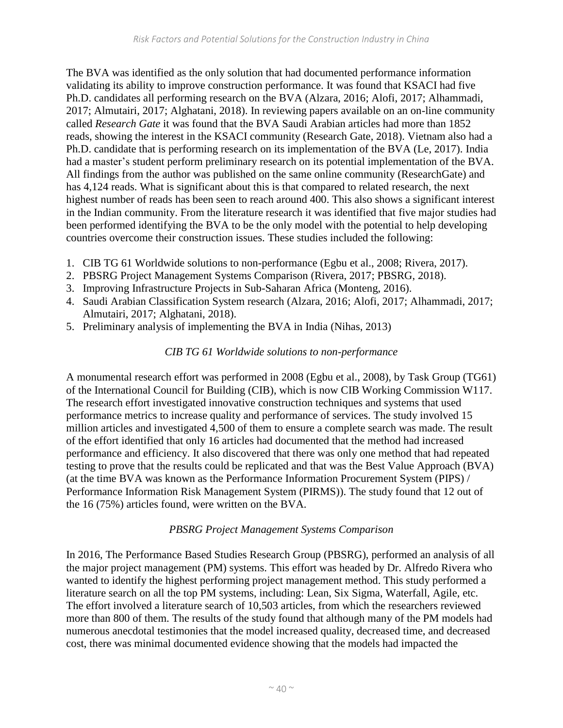The BVA was identified as the only solution that had documented performance information validating its ability to improve construction performance. It was found that KSACI had five Ph.D. candidates all performing research on the BVA (Alzara, 2016; Alofi, 2017; Alhammadi, 2017; Almutairi, 2017; Alghatani, 2018). In reviewing papers available on an on-line community called *Research Gate* it was found that the BVA Saudi Arabian articles had more than 1852 reads, showing the interest in the KSACI community (Research Gate, 2018). Vietnam also had a Ph.D. candidate that is performing research on its implementation of the BVA (Le, 2017). India had a master's student perform preliminary research on its potential implementation of the BVA. All findings from the author was published on the same online community (ResearchGate) and has 4,124 reads. What is significant about this is that compared to related research, the next highest number of reads has been seen to reach around 400. This also shows a significant interest in the Indian community. From the literature research it was identified that five major studies had been performed identifying the BVA to be the only model with the potential to help developing countries overcome their construction issues. These studies included the following:

1. CIB TG 61 Worldwide solutions to non-performance (Egbu et al., 2008; Rivera, 2017).
2. PBSRG Project Management Systems Comparison (Rivera, 2017; PBSRG, 2018).
3. Improving Infrastructure Projects in Sub-Saharan Africa (Monteng, 2016).
4. Saudi Arabian Classification System research (Alzara, 2016; Alofi, 2017; Alhammadi, 2017; Almutairi, 2017; Alghatani, 2018).
5. Preliminary analysis of implementing the BVA in India (Nihas, 2013)

### *CIB TG 61 Worldwide solutions to non-performance*

A monumental research effort was performed in 2008 (Egbu et al., 2008), by Task Group (TG61) of the International Council for Building (CIB), which is now CIB Working Commission W117. The research effort investigated innovative construction techniques and systems that used performance metrics to increase quality and performance of services. The study involved 15 million articles and investigated 4,500 of them to ensure a complete search was made. The result of the effort identified that only 16 articles had documented that the method had increased performance and efficiency. It also discovered that there was only one method that had repeated testing to prove that the results could be replicated and that was the Best Value Approach (BVA) (at the time BVA was known as the Performance Information Procurement System (PIPS) / Performance Information Risk Management System (PIRMS)). The study found that 12 out of the 16 (75%) articles found, were written on the BVA.

### *PBSRG Project Management Systems Comparison*

In 2016, The Performance Based Studies Research Group (PBSRG), performed an analysis of all the major project management (PM) systems. This effort was headed by Dr. Alfredo Rivera who wanted to identify the highest performing project management method. This study performed a literature search on all the top PM systems, including: Lean, Six Sigma, Waterfall, Agile, etc. The effort involved a literature search of 10,503 articles, from which the researchers reviewed more than 800 of them. The results of the study found that although many of the PM models had numerous anecdotal testimonies that the model increased quality, decreased time, and decreased cost, there was minimal documented evidence showing that the models had impacted the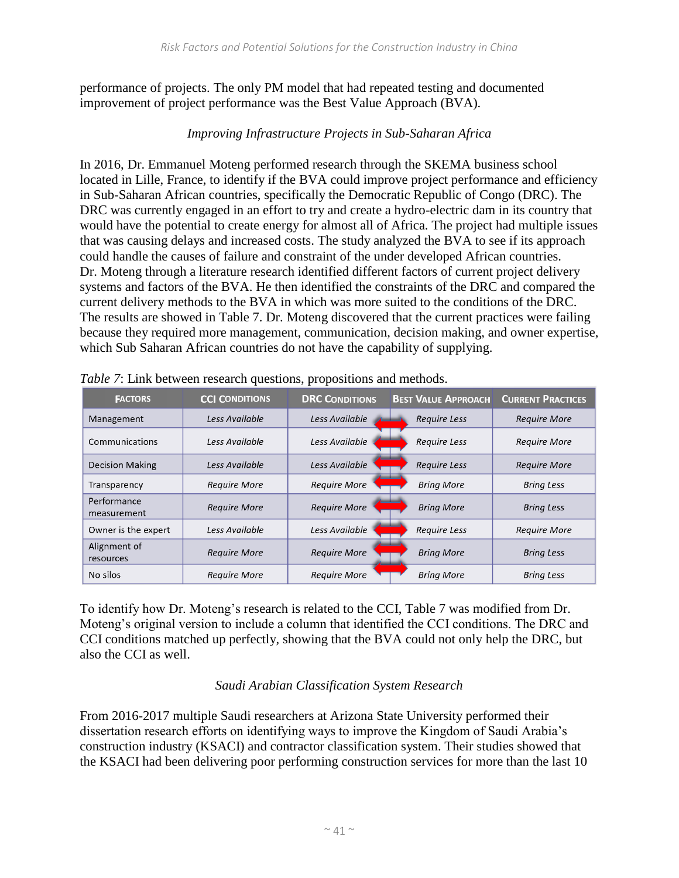performance of projects. The only PM model that had repeated testing and documented improvement of project performance was the Best Value Approach (BVA).

### *Improving Infrastructure Projects in Sub-Saharan Africa*

In 2016, Dr. Emmanuel Moteng performed research through the SKEMA business school located in Lille, France, to identify if the BVA could improve project performance and efficiency in Sub-Saharan African countries, specifically the Democratic Republic of Congo (DRC). The DRC was currently engaged in an effort to try and create a hydro-electric dam in its country that would have the potential to create energy for almost all of Africa. The project had multiple issues that was causing delays and increased costs. The study analyzed the BVA to see if its approach could handle the causes of failure and constraint of the under developed African countries. Dr. Moteng through a literature research identified different factors of current project delivery systems and factors of the BVA. He then identified the constraints of the DRC and compared the current delivery methods to the BVA in which was more suited to the conditions of the DRC. The results are showed in Table 7. Dr. Moteng discovered that the current practices were failing because they required more management, communication, decision making, and owner expertise, which Sub Saharan African countries do not have the capability of supplying.

*Table 7*: Link between research questions, propositions and methods.

| FACTORS | CCI CONDITIONS | DRC CONDITIONS | BEST VALUE APPROACH | CURRENT PRACTICES |
|---|---|---|---|---|
| Management | *Less Available* | *Less Available* | *Require Less* | *Require More* |
| Communications | *Less Available* | *Less Available* | *Require Less* | *Require More* |
| Decision Making | *Less Available* | *Less Available* | *Require Less* | *Require More* |
| Transparency | *Require More* | *Require More* | *Bring More* | *Bring Less* |
| Performance measurement | *Require More* | *Require More* | *Bring More* | *Bring Less* |
| Owner is the expert | *Less Available* | *Less Available* | *Require Less* | *Require More* |
| Alignment of resources | *Require More* | *Require More* | *Bring More* | *Bring Less* |
| No silos | *Require More* | *Require More* | *Bring More* | *Bring Less* |

To identify how Dr. Moteng's research is related to the CCI, Table 7 was modified from Dr. Moteng's original version to include a column that identified the CCI conditions. The DRC and CCI conditions matched up perfectly, showing that the BVA could not only help the DRC, but also the CCI as well.

### *Saudi Arabian Classification System Research*

From 2016-2017 multiple Saudi researchers at Arizona State University performed their dissertation research efforts on identifying ways to improve the Kingdom of Saudi Arabia's construction industry (KSACI) and contractor classification system. Their studies showed that the KSACI had been delivering poor performing construction services for more than the last 10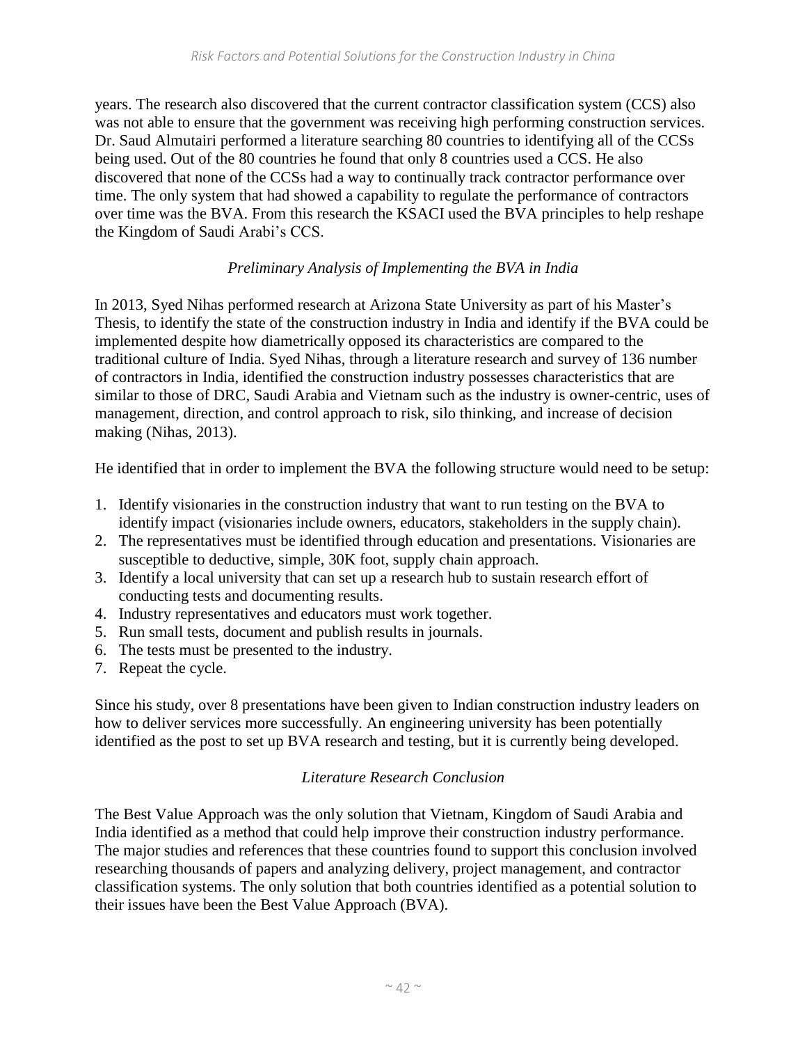years. The research also discovered that the current contractor classification system (CCS) also was not able to ensure that the government was receiving high performing construction services. Dr. Saud Almutairi performed a literature searching 80 countries to identifying all of the CCSs being used. Out of the 80 countries he found that only 8 countries used a CCS. He also discovered that none of the CCSs had a way to continually track contractor performance over time. The only system that had showed a capability to regulate the performance of contractors over time was the BVA. From this research the KSACI used the BVA principles to help reshape the Kingdom of Saudi Arabi's CCS.

### *Preliminary Analysis of Implementing the BVA in India*

In 2013, Syed Nihas performed research at Arizona State University as part of his Master's Thesis, to identify the state of the construction industry in India and identify if the BVA could be implemented despite how diametrically opposed its characteristics are compared to the traditional culture of India. Syed Nihas, through a literature research and survey of 136 number of contractors in India, identified the construction industry possesses characteristics that are similar to those of DRC, Saudi Arabia and Vietnam such as the industry is owner-centric, uses of management, direction, and control approach to risk, silo thinking, and increase of decision making (Nihas, 2013).

He identified that in order to implement the BVA the following structure would need to be setup:

1. Identify visionaries in the construction industry that want to run testing on the BVA to identify impact (visionaries include owners, educators, stakeholders in the supply chain).
2. The representatives must be identified through education and presentations. Visionaries are susceptible to deductive, simple, 30K foot, supply chain approach.
3. Identify a local university that can set up a research hub to sustain research effort of conducting tests and documenting results.
4. Industry representatives and educators must work together.
5. Run small tests, document and publish results in journals.
6. The tests must be presented to the industry.
7. Repeat the cycle.

Since his study, over 8 presentations have been given to Indian construction industry leaders on how to deliver services more successfully. An engineering university has been potentially identified as the post to set up BVA research and testing, but it is currently being developed.

### *Literature Research Conclusion*

The Best Value Approach was the only solution that Vietnam, Kingdom of Saudi Arabia and India identified as a method that could help improve their construction industry performance. The major studies and references that these countries found to support this conclusion involved researching thousands of papers and analyzing delivery, project management, and contractor classification systems. The only solution that both countries identified as a potential solution to their issues have been the Best Value Approach (BVA).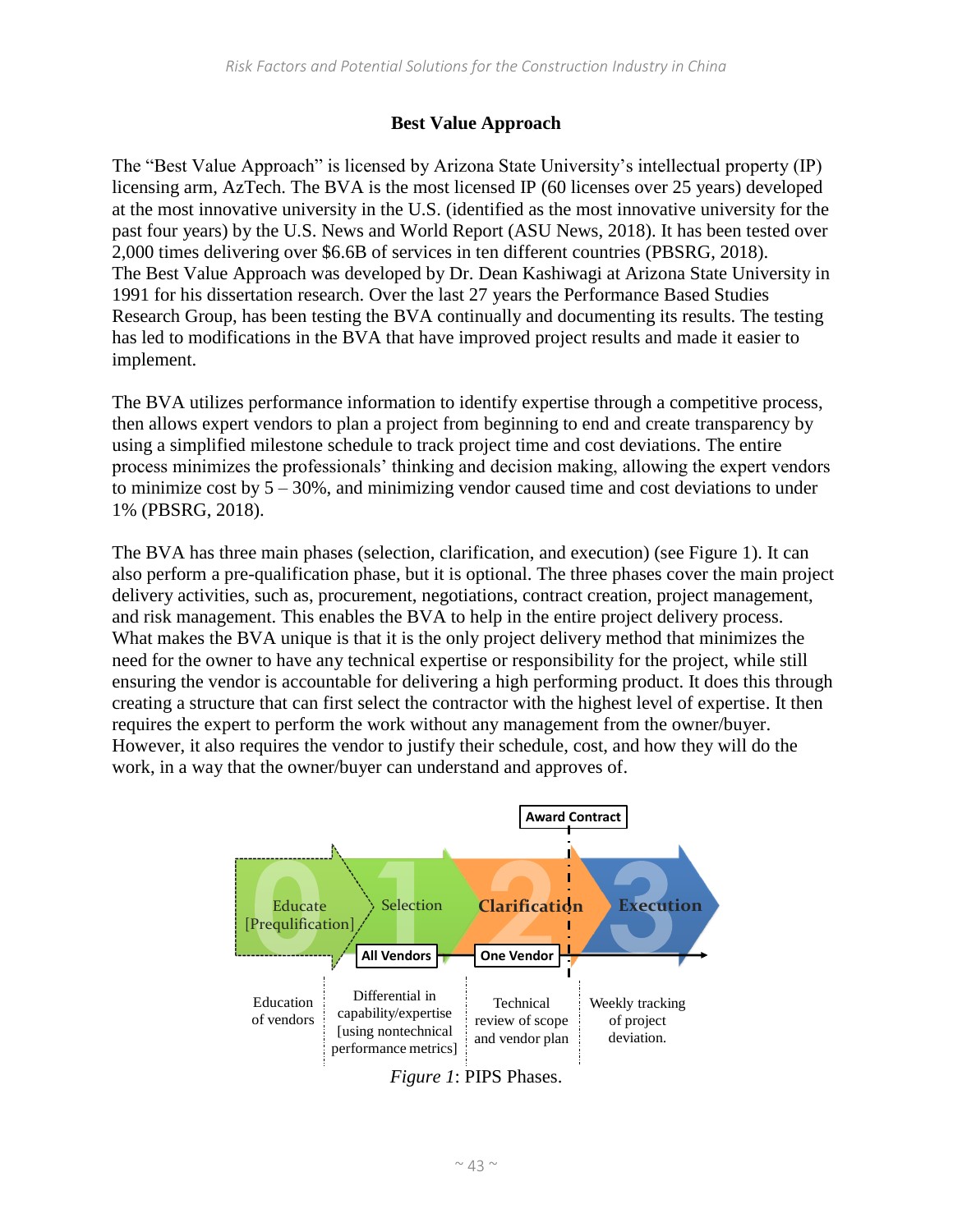## Best Value Approach

The "Best Value Approach" is licensed by Arizona State University's intellectual property (IP) licensing arm, AzTech. The BVA is the most licensed IP (60 licenses over 25 years) developed at the most innovative university in the U.S. (identified as the most innovative university for the past four years) by the U.S. News and World Report (ASU News, 2018). It has been tested over 2,000 times delivering over $6.6B of services in ten different countries (PBSRG, 2018). The Best Value Approach was developed by Dr. Dean Kashiwagi at Arizona State University in 1991 for his dissertation research. Over the last 27 years the Performance Based Studies Research Group, has been testing the BVA continually and documenting its results. The testing has led to modifications in the BVA that have improved project results and made it easier to implement.

The BVA utilizes performance information to identify expertise through a competitive process, then allows expert vendors to plan a project from beginning to end and create transparency by using a simplified milestone schedule to track project time and cost deviations. The entire process minimizes the professionals' thinking and decision making, allowing the expert vendors to minimize cost by 5 – 30%, and minimizing vendor caused time and cost deviations to under 1% (PBSRG, 2018).

The BVA has three main phases (selection, clarification, and execution) (see Figure 1). It can also perform a pre-qualification phase, but it is optional. The three phases cover the main project delivery activities, such as, procurement, negotiations, contract creation, project management, and risk management. This enables the BVA to help in the entire project delivery process. What makes the BVA unique is that it is the only project delivery method that minimizes the need for the owner to have any technical expertise or responsibility for the project, while still ensuring the vendor is accountable for delivering a high performing product. It does this through creating a structure that can first select the contractor with the highest level of expertise. It then requires the expert to perform the work without any management from the owner/buyer. However, it also requires the vendor to justify their schedule, cost, and how they will do the work, in a way that the owner/buyer can understand and approves of.

| 0 Educate [Prequalification] | 1 Selection | 2 Clarification | 3 Execution |
|---|---|---|---|
| | All Vendors | One Vendor | |
| | | Award Contract | |
| Education of vendors | Differential in capability/expertise [using nontechnical performance metrics] | Technical review of scope and vendor plan | Weekly tracking of project deviation. |

*Figure 1*: PIPS Phases.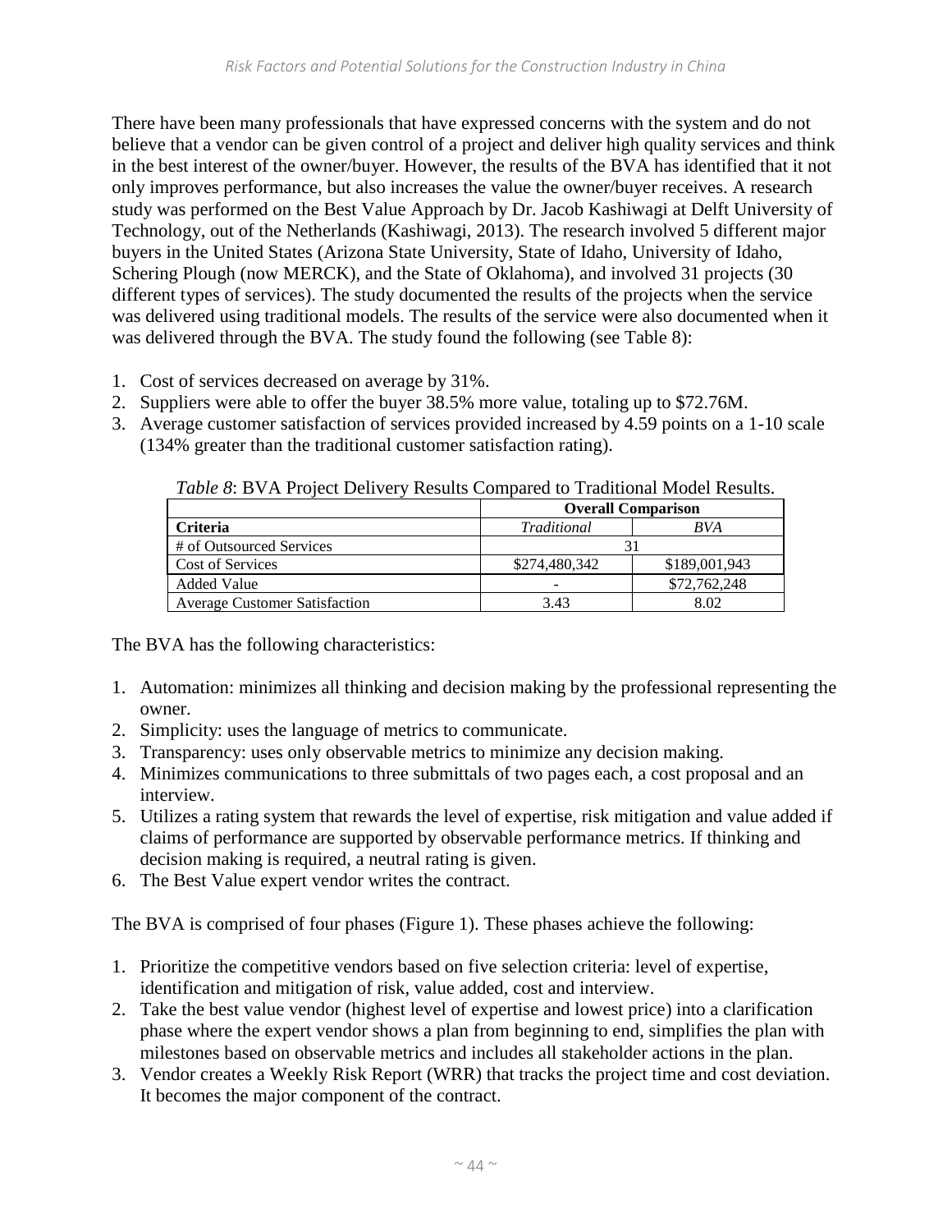There have been many professionals that have expressed concerns with the system and do not believe that a vendor can be given control of a project and deliver high quality services and think in the best interest of the owner/buyer. However, the results of the BVA has identified that it not only improves performance, but also increases the value the owner/buyer receives. A research study was performed on the Best Value Approach by Dr. Jacob Kashiwagi at Delft University of Technology, out of the Netherlands (Kashiwagi, 2013). The research involved 5 different major buyers in the United States (Arizona State University, State of Idaho, University of Idaho, Schering Plough (now MERCK), and the State of Oklahoma), and involved 31 projects (30 different types of services). The study documented the results of the projects when the service was delivered using traditional models. The results of the service were also documented when it was delivered through the BVA. The study found the following (see Table 8):

1. Cost of services decreased on average by 31%.
2. Suppliers were able to offer the buyer 38.5% more value, totaling up to $72.76M.
3. Average customer satisfaction of services provided increased by 4.59 points on a 1-10 scale (134% greater than the traditional customer satisfaction rating).

*Table 8*: BVA Project Delivery Results Compared to Traditional Model Results.

| | **Overall Comparison** | |
|---|---|---|
| **Criteria** | *Traditional* | *BVA* |
| # of Outsourced Services | 31 | |
| Cost of Services | $274,480,342 | $189,001,943 |
| Added Value | - | $72,762,248 |
| Average Customer Satisfaction | 3.43 | 8.02 |

The BVA has the following characteristics:

1. Automation: minimizes all thinking and decision making by the professional representing the owner.
2. Simplicity: uses the language of metrics to communicate.
3. Transparency: uses only observable metrics to minimize any decision making.
4. Minimizes communications to three submittals of two pages each, a cost proposal and an interview.
5. Utilizes a rating system that rewards the level of expertise, risk mitigation and value added if claims of performance are supported by observable performance metrics. If thinking and decision making is required, a neutral rating is given.
6. The Best Value expert vendor writes the contract.

The BVA is comprised of four phases (Figure 1). These phases achieve the following:

1. Prioritize the competitive vendors based on five selection criteria: level of expertise, identification and mitigation of risk, value added, cost and interview.
2. Take the best value vendor (highest level of expertise and lowest price) into a clarification phase where the expert vendor shows a plan from beginning to end, simplifies the plan with milestones based on observable metrics and includes all stakeholder actions in the plan.
3. Vendor creates a Weekly Risk Report (WRR) that tracks the project time and cost deviation. It becomes the major component of the contract.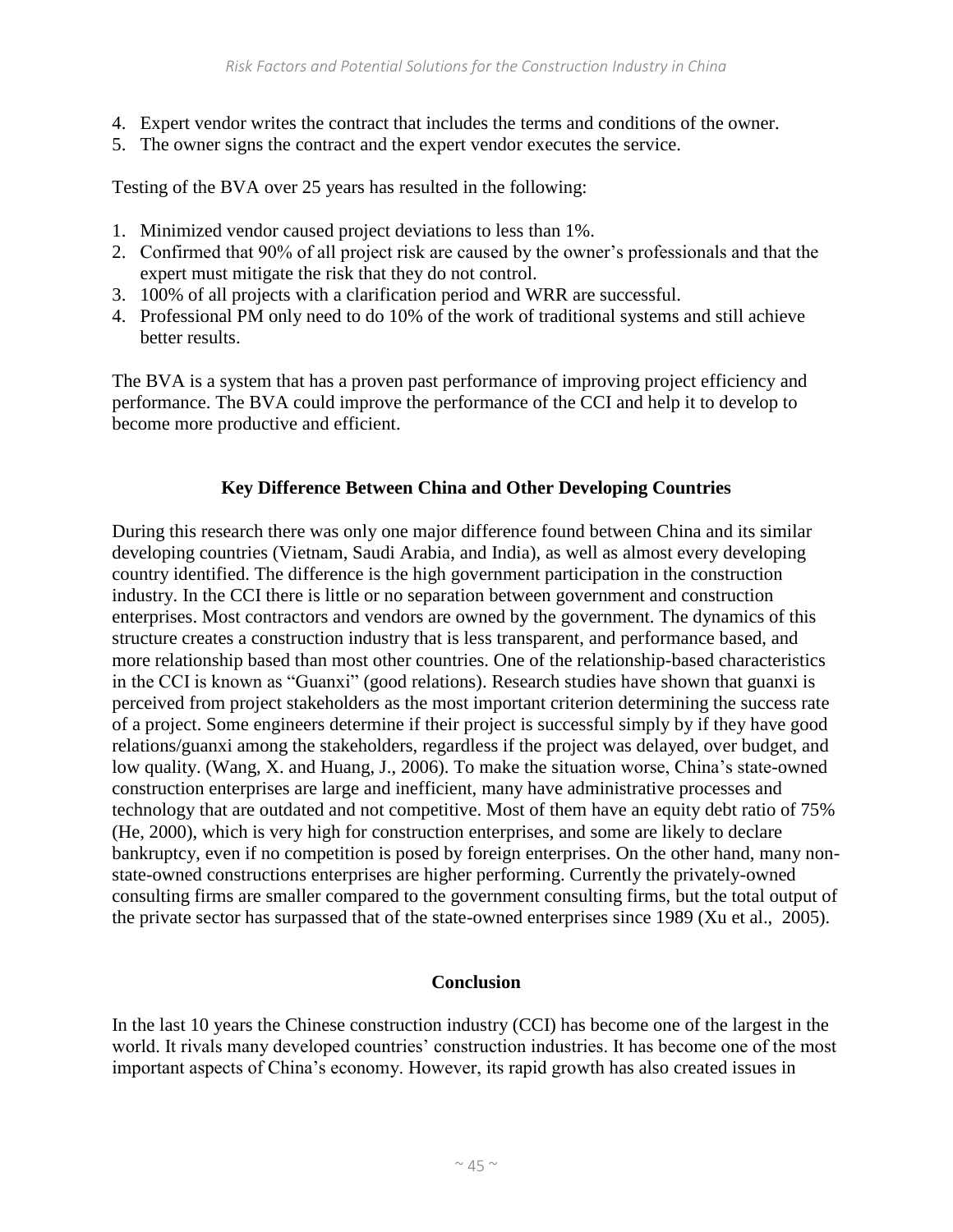4. Expert vendor writes the contract that includes the terms and conditions of the owner.
5. The owner signs the contract and the expert vendor executes the service.

Testing of the BVA over 25 years has resulted in the following:

1. Minimized vendor caused project deviations to less than 1%.
2. Confirmed that 90% of all project risk are caused by the owner's professionals and that the expert must mitigate the risk that they do not control.
3. 100% of all projects with a clarification period and WRR are successful.
4. Professional PM only need to do 10% of the work of traditional systems and still achieve better results.

The BVA is a system that has a proven past performance of improving project efficiency and performance. The BVA could improve the performance of the CCI and help it to develop to become more productive and efficient.

## Key Difference Between China and Other Developing Countries

During this research there was only one major difference found between China and its similar developing countries (Vietnam, Saudi Arabia, and India), as well as almost every developing country identified. The difference is the high government participation in the construction industry. In the CCI there is little or no separation between government and construction enterprises. Most contractors and vendors are owned by the government. The dynamics of this structure creates a construction industry that is less transparent, and performance based, and more relationship based than most other countries. One of the relationship-based characteristics in the CCI is known as "Guanxi" (good relations). Research studies have shown that guanxi is perceived from project stakeholders as the most important criterion determining the success rate of a project. Some engineers determine if their project is successful simply by if they have good relations/guanxi among the stakeholders, regardless if the project was delayed, over budget, and low quality. (Wang, X. and Huang, J., 2006). To make the situation worse, China's state-owned construction enterprises are large and inefficient, many have administrative processes and technology that are outdated and not competitive. Most of them have an equity debt ratio of 75% (He, 2000), which is very high for construction enterprises, and some are likely to declare bankruptcy, even if no competition is posed by foreign enterprises. On the other hand, many non-state-owned constructions enterprises are higher performing. Currently the privately-owned consulting firms are smaller compared to the government consulting firms, but the total output of the private sector has surpassed that of the state-owned enterprises since 1989 (Xu et al., 2005).

## Conclusion

In the last 10 years the Chinese construction industry (CCI) has become one of the largest in the world. It rivals many developed countries' construction industries. It has become one of the most important aspects of China's economy. However, its rapid growth has also created issues in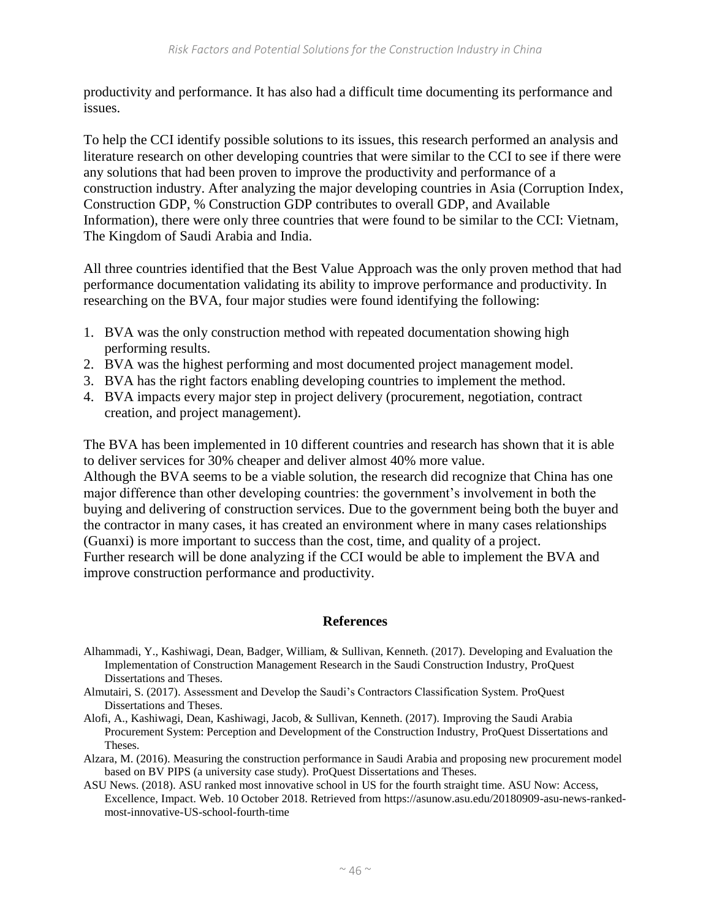productivity and performance. It has also had a difficult time documenting its performance and issues.

To help the CCI identify possible solutions to its issues, this research performed an analysis and literature research on other developing countries that were similar to the CCI to see if there were any solutions that had been proven to improve the productivity and performance of a construction industry. After analyzing the major developing countries in Asia (Corruption Index, Construction GDP, % Construction GDP contributes to overall GDP, and Available Information), there were only three countries that were found to be similar to the CCI: Vietnam, The Kingdom of Saudi Arabia and India.

All three countries identified that the Best Value Approach was the only proven method that had performance documentation validating its ability to improve performance and productivity. In researching on the BVA, four major studies were found identifying the following:

1. BVA was the only construction method with repeated documentation showing high performing results.
2. BVA was the highest performing and most documented project management model.
3. BVA has the right factors enabling developing countries to implement the method.
4. BVA impacts every major step in project delivery (procurement, negotiation, contract creation, and project management).

The BVA has been implemented in 10 different countries and research has shown that it is able to deliver services for 30% cheaper and deliver almost 40% more value.
Although the BVA seems to be a viable solution, the research did recognize that China has one major difference than other developing countries: the government's involvement in both the buying and delivering of construction services. Due to the government being both the buyer and the contractor in many cases, it has created an environment where in many cases relationships (Guanxi) is more important to success than the cost, time, and quality of a project.
Further research will be done analyzing if the CCI would be able to implement the BVA and improve construction performance and productivity.

## References

Alhammadi, Y., Kashiwagi, Dean, Badger, William, & Sullivan, Kenneth. (2017). Developing and Evaluation the Implementation of Construction Management Research in the Saudi Construction Industry, ProQuest Dissertations and Theses.

Almutairi, S. (2017). Assessment and Develop the Saudi's Contractors Classification System. ProQuest Dissertations and Theses.

Alofi, A., Kashiwagi, Dean, Kashiwagi, Jacob, & Sullivan, Kenneth. (2017). Improving the Saudi Arabia Procurement System: Perception and Development of the Construction Industry, ProQuest Dissertations and Theses.

Alzara, M. (2016). Measuring the construction performance in Saudi Arabia and proposing new procurement model based on BV PIPS (a university case study). ProQuest Dissertations and Theses.

ASU News. (2018). ASU ranked most innovative school in US for the fourth straight time. ASU Now: Access, Excellence, Impact. Web. 10 October 2018. Retrieved from https://asunow.asu.edu/20180909-asu-news-ranked-most-innovative-US-school-fourth-time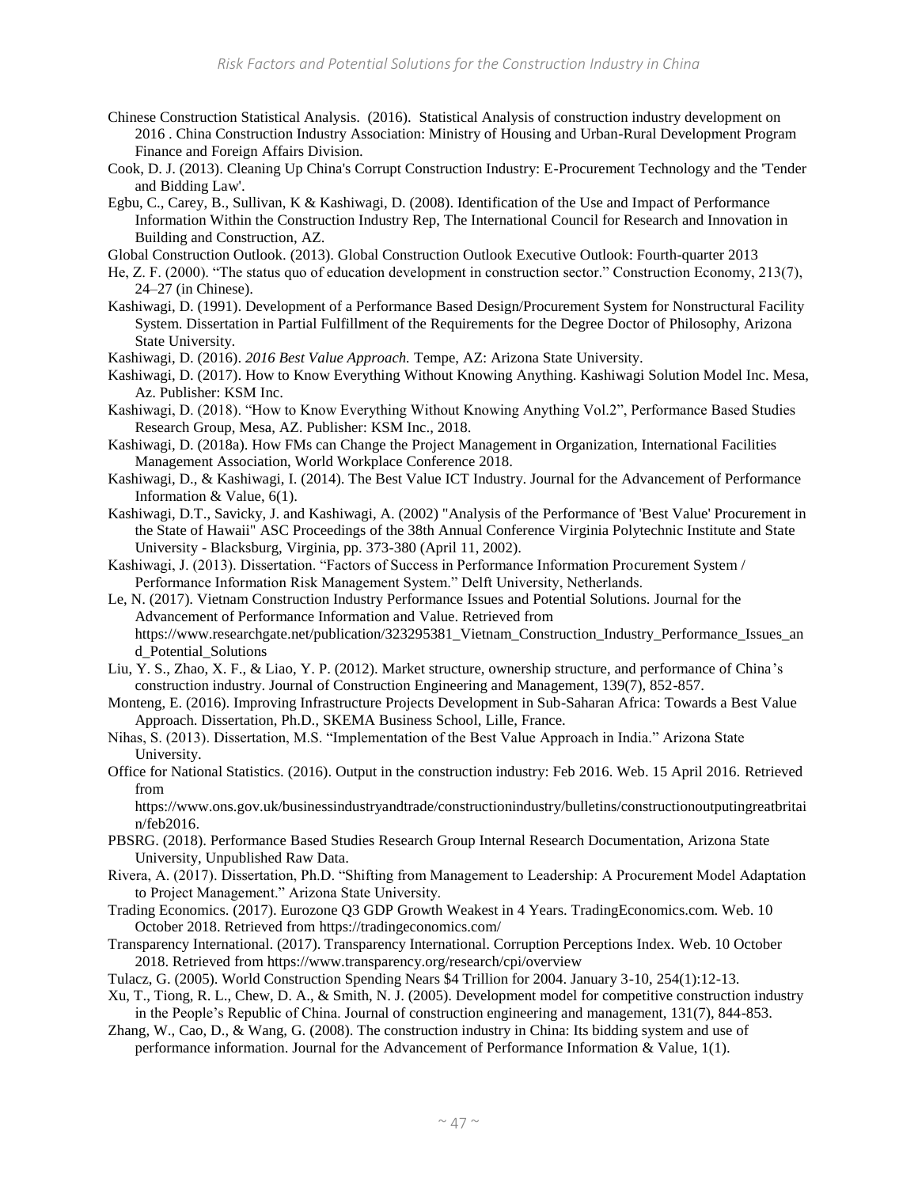Chinese Construction Statistical Analysis. (2016). Statistical Analysis of construction industry development on 2016 . China Construction Industry Association: Ministry of Housing and Urban-Rural Development Program Finance and Foreign Affairs Division.

Cook, D. J. (2013). Cleaning Up China's Corrupt Construction Industry: E-Procurement Technology and the 'Tender and Bidding Law'.

Egbu, C., Carey, B., Sullivan, K & Kashiwagi, D. (2008). Identification of the Use and Impact of Performance Information Within the Construction Industry Rep, The International Council for Research and Innovation in Building and Construction, AZ.

Global Construction Outlook. (2013). Global Construction Outlook Executive Outlook: Fourth-quarter 2013

He, Z. F. (2000). "The status quo of education development in construction sector." Construction Economy, 213(7), 24–27 (in Chinese).

Kashiwagi, D. (1991). Development of a Performance Based Design/Procurement System for Nonstructural Facility System. Dissertation in Partial Fulfillment of the Requirements for the Degree Doctor of Philosophy, Arizona State University.

Kashiwagi, D. (2016). *2016 Best Value Approach.* Tempe, AZ: Arizona State University.

Kashiwagi, D. (2017). How to Know Everything Without Knowing Anything. Kashiwagi Solution Model Inc. Mesa, Az. Publisher: KSM Inc.

Kashiwagi, D. (2018). "How to Know Everything Without Knowing Anything Vol.2", Performance Based Studies Research Group, Mesa, AZ. Publisher: KSM Inc., 2018.

Kashiwagi, D. (2018a). How FMs can Change the Project Management in Organization, International Facilities Management Association, World Workplace Conference 2018.

Kashiwagi, D., & Kashiwagi, I. (2014). The Best Value ICT Industry. Journal for the Advancement of Performance Information & Value, 6(1).

Kashiwagi, D.T., Savicky, J. and Kashiwagi, A. (2002) "Analysis of the Performance of 'Best Value' Procurement in the State of Hawaii" ASC Proceedings of the 38th Annual Conference Virginia Polytechnic Institute and State University - Blacksburg, Virginia, pp. 373-380 (April 11, 2002).

Kashiwagi, J. (2013). Dissertation. "Factors of Success in Performance Information Procurement System / Performance Information Risk Management System." Delft University, Netherlands.

Le, N. (2017). Vietnam Construction Industry Performance Issues and Potential Solutions. Journal for the Advancement of Performance Information and Value. Retrieved from https://www.researchgate.net/publication/323295381_Vietnam_Construction_Industry_Performance_Issues_and_Potential_Solutions

Liu, Y. S., Zhao, X. F., & Liao, Y. P. (2012). Market structure, ownership structure, and performance of China's construction industry. Journal of Construction Engineering and Management, 139(7), 852-857.

Monteng, E. (2016). Improving Infrastructure Projects Development in Sub-Saharan Africa: Towards a Best Value Approach. Dissertation, Ph.D., SKEMA Business School, Lille, France.

Nihas, S. (2013). Dissertation, M.S. "Implementation of the Best Value Approach in India." Arizona State University.

Office for National Statistics. (2016). Output in the construction industry: Feb 2016. Web. 15 April 2016. Retrieved from https://www.ons.gov.uk/businessindustryandtrade/constructionindustry/bulletins/constructionoutputingreatbritain/feb2016.

PBSRG. (2018). Performance Based Studies Research Group Internal Research Documentation, Arizona State University, Unpublished Raw Data.

Rivera, A. (2017). Dissertation, Ph.D. "Shifting from Management to Leadership: A Procurement Model Adaptation to Project Management." Arizona State University.

Trading Economics. (2017). Eurozone Q3 GDP Growth Weakest in 4 Years. TradingEconomics.com. Web. 10 October 2018. Retrieved from https://tradingeconomics.com/

Transparency International. (2017). Transparency International. Corruption Perceptions Index. Web. 10 October 2018. Retrieved from https://www.transparency.org/research/cpi/overview

Tulacz, G. (2005). World Construction Spending Nears $4 Trillion for 2004. January 3-10, 254(1):12-13.

Xu, T., Tiong, R. L., Chew, D. A., & Smith, N. J. (2005). Development model for competitive construction industry in the People's Republic of China. Journal of construction engineering and management, 131(7), 844-853.

Zhang, W., Cao, D., & Wang, G. (2008). The construction industry in China: Its bidding system and use of performance information. Journal for the Advancement of Performance Information & Value, 1(1).